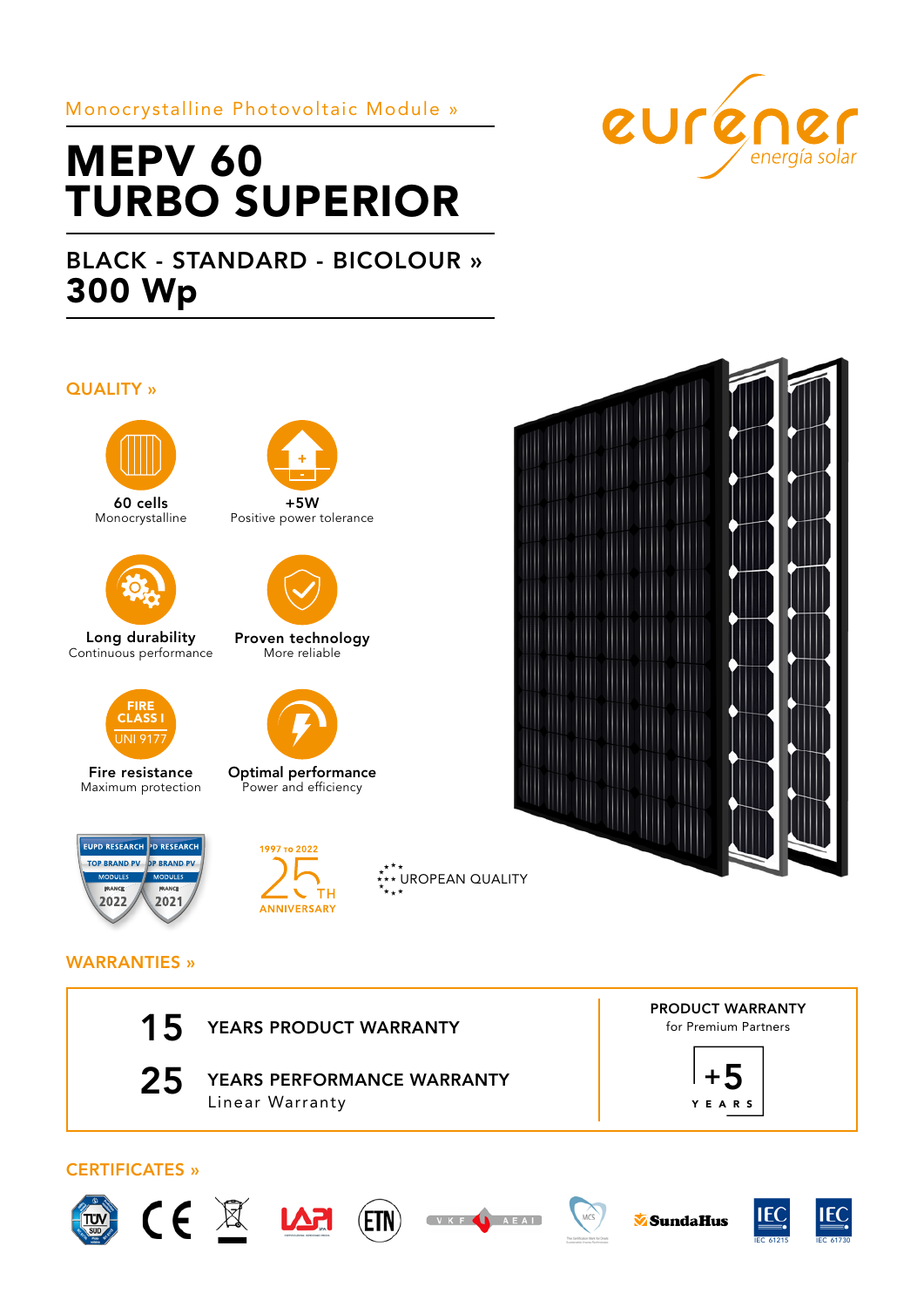Monocrystalline Photovoltaic Module »

# MEPV 60 TURBO SUPERIOR

## BLACK - STANDARD - BICOLOUR »

## 300 Wp

eurener energía solar

## QUALITY »

**60 cells**
Monocrystalline

**+5W**
Positive power tolerance

**Long durability**
Continuous performance

**Proven technology**
More reliable

FIRE CLASS I
UNI 9177

**Fire resistance**
Maximum protection

**Optimal performance**
Power and efficiency

EUPD RESEARCH TOP BRAND PV MODULES FRANCE 2022
EUPD RESEARCH TOP BRAND PV MODULES FRANCE 2021

1997 TO 2022
25TH ANNIVERSARY

EUROPEAN QUALITY

## WARRANTIES »

**15** YEARS PRODUCT WARRANTY

**25** YEARS PERFORMANCE WARRANTY
Linear Warranty

**PRODUCT WARRANTY**
for Premium Partners

+5
YEARS

## CERTIFICATES »

TÜV SÜD · CE · LAPI · ETN · VKF AEAI · MCS · SundaHus · IEC 61215 · IEC 61730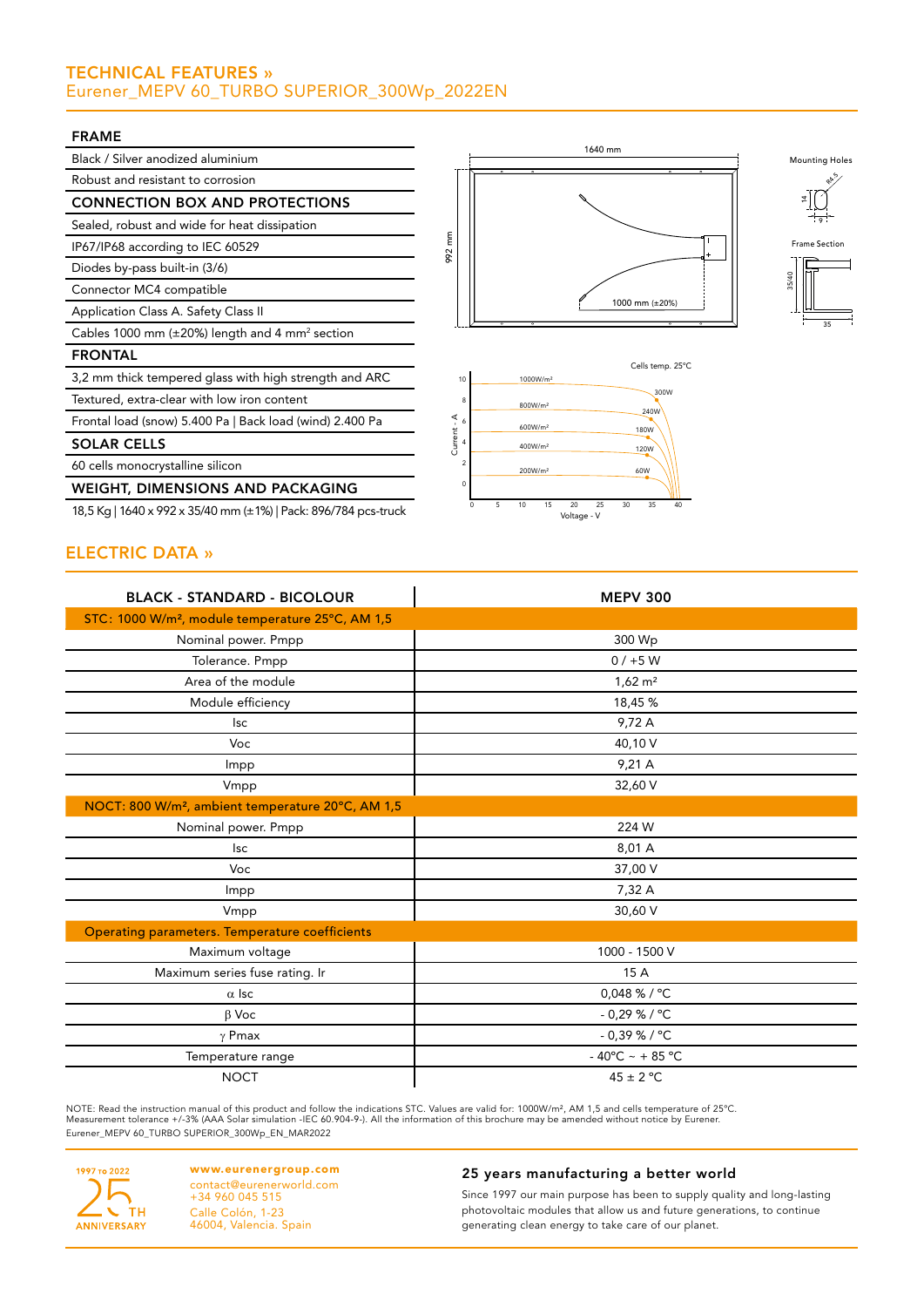# TECHNICAL FEATURES »

## Eurener_MEPV 60_TURBO SUPERIOR_300Wp_2022EN

| | |
|---|---|
| **FRAME** | |
| Black / Silver anodized aluminium | |
| Robust and resistant to corrosion | |
| **CONNECTION BOX AND PROTECTIONS** | |
| Sealed, robust and wide for heat dissipation | |
| IP67/IP68 according to IEC 60529 | |
| Diodes by-pass built-in (3/6) | |
| Connector MC4 compatible | |
| Application Class A. Safety Class II | |
| Cables 1000 mm (±20%) length and 4 mm² section | |
| **FRONTAL** | |
| 3,2 mm thick tempered glass with high strength and ARC | |
| Textured, extra-clear with low iron content | |
| Frontal load (snow) 5.400 Pa \| Back load (wind) 2.400 Pa | |
| **SOLAR CELLS** | |
| 60 cells monocrystalline silicon | |
| **WEIGHT, DIMENSIONS AND PACKAGING** | |
| 18,5 Kg \| 1640 x 992 x 35/40 mm (±1%) \| Pack: 896/784 pcs-truck | |

1640 mm
992 mm
1000 mm (±20%)
Mounting Holes
14
9
R4.5
Frame Section
35/40
35

Cells temp. 25°C
1000W/m²
800W/m²
600W/m²
400W/m²
200W/m²
300W
240W
180W
120W
60W
Current - A
Voltage - V
0 2 4 6 8 10
0 5 10 15 20 25 30 35 40

## ELECTRIC DATA »

| BLACK - STANDARD - BICOLOUR | MEPV 300 |
|---|---|
| **STC: 1000 W/m², module temperature 25°C, AM 1,5** | |
| Nominal power. Pmpp | 300 Wp |
| Tolerance. Pmpp | 0 / +5 W |
| Area of the module | 1,62 m² |
| Module efficiency | 18,45 % |
| Isc | 9,72 A |
| Voc | 40,10 V |
| Impp | 9,21 A |
| Vmpp | 32,60 V |
| **NOCT: 800 W/m², ambient temperature 20°C, AM 1,5** | |
| Nominal power. Pmpp | 224 W |
| Isc | 8,01 A |
| Voc | 37,00 V |
| Impp | 7,32 A |
| Vmpp | 30,60 V |
| **Operating parameters. Temperature coefficients** | |
| Maximum voltage | 1000 - 1500 V |
| Maximum series fuse rating. Ir | 15 A |
| α Isc | 0,048 % / °C |
| β Voc | - 0,29 % / °C |
| γ Pmax | - 0,39 % / °C |
| Temperature range | - 40°C ~ + 85 °C |
| NOCT | 45 ± 2 °C |

NOTE: Read the instruction manual of this product and follow the indications STC. Values are valid for: 1000W/m², AM 1,5 and cells temperature of 25°C. Measurement tolerance +/-3% (AAA Solar simulation -IEC 60.904-9-). All the information of this brochure may be amended without notice by Eurener.
Eurener_MEPV 60_TURBO SUPERIOR_300Wp_EN_MAR2022

1997 to 2022
25 TH
ANNIVERSARY

**www.eurenergroup.com**
contact@eurenerworld.com
+34 960 045 515
Calle Colón, 1-23
46004, Valencia. Spain

### 25 years manufacturing a better world

Since 1997 our main purpose has been to supply quality and long-lasting photovoltaic modules that allow us and future generations, to continue generating clean energy to take care of our planet.